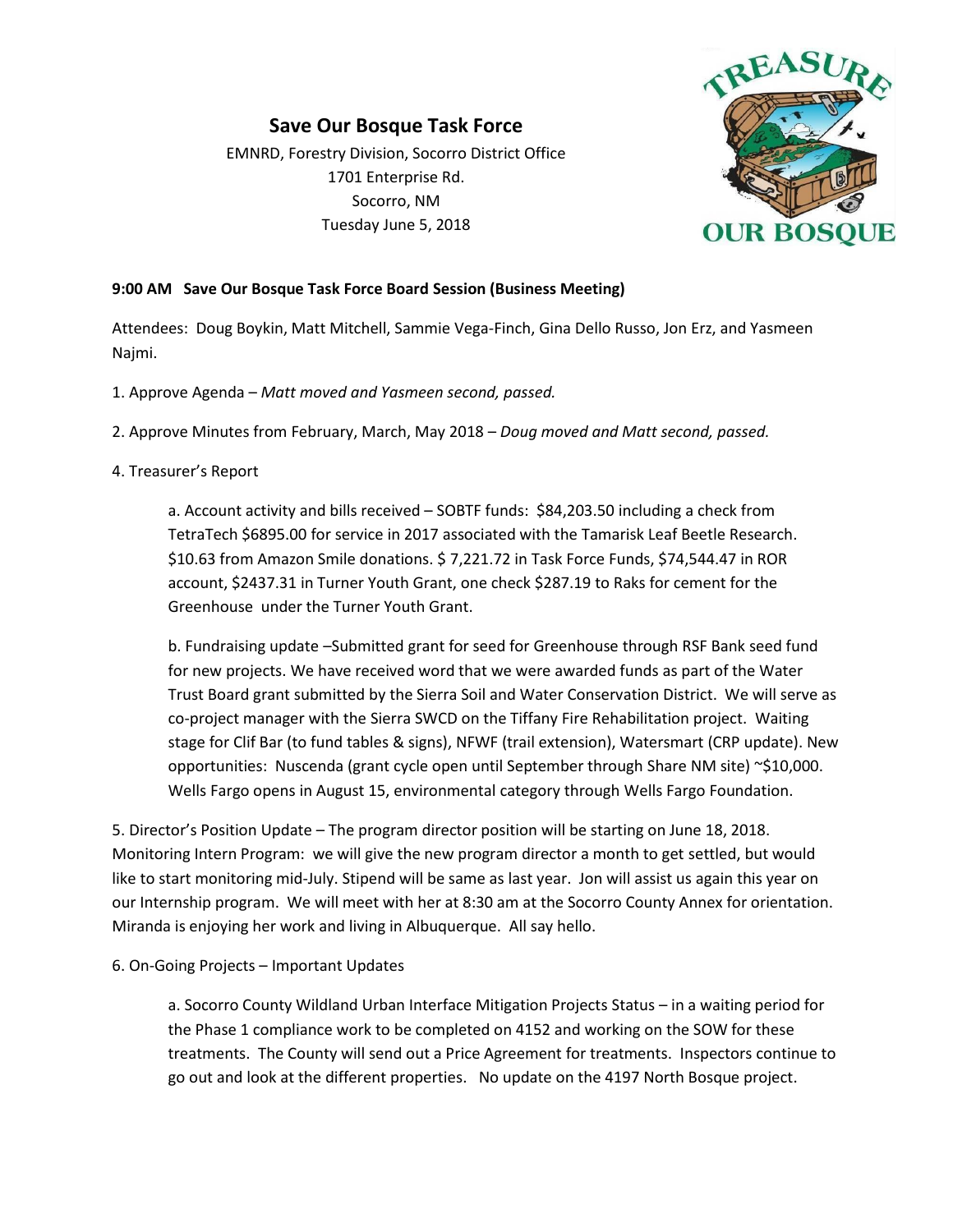# Save Our Bosque Task Force

EMNRD, Forestry Division, Socorro District Office
1701 Enterprise Rd.
Socorro, NM
Tuesday June 5, 2018

**9:00 AM Save Our Bosque Task Force Board Session (Business Meeting)**

Attendees: Doug Boykin, Matt Mitchell, Sammie Vega-Finch, Gina Dello Russo, Jon Erz, and Yasmeen Najmi.

1. Approve Agenda – *Matt moved and Yasmeen second, passed.*

2. Approve Minutes from February, March, May 2018 – *Doug moved and Matt second, passed.*

4. Treasurer's Report

   a. Account activity and bills received – SOBTF funds: $84,203.50 including a check from TetraTech $6895.00 for service in 2017 associated with the Tamarisk Leaf Beetle Research. $10.63 from Amazon Smile donations. $ 7,221.72 in Task Force Funds, $74,544.47 in ROR account, $2437.31 in Turner Youth Grant, one check $287.19 to Raks for cement for the Greenhouse under the Turner Youth Grant.

   b. Fundraising update –Submitted grant for seed for Greenhouse through RSF Bank seed fund for new projects. We have received word that we were awarded funds as part of the Water Trust Board grant submitted by the Sierra Soil and Water Conservation District. We will serve as co-project manager with the Sierra SWCD on the Tiffany Fire Rehabilitation project. Waiting stage for Clif Bar (to fund tables & signs), NFWF (trail extension), Watersmart (CRP update). New opportunities: Nuscenda (grant cycle open until September through Share NM site) ~$10,000. Wells Fargo opens in August 15, environmental category through Wells Fargo Foundation.

5. Director's Position Update – The program director position will be starting on June 18, 2018. Monitoring Intern Program: we will give the new program director a month to get settled, but would like to start monitoring mid-July. Stipend will be same as last year. Jon will assist us again this year on our Internship program. We will meet with her at 8:30 am at the Socorro County Annex for orientation. Miranda is enjoying her work and living in Albuquerque. All say hello.

6. On-Going Projects – Important Updates

   a. Socorro County Wildland Urban Interface Mitigation Projects Status – in a waiting period for the Phase 1 compliance work to be completed on 4152 and working on the SOW for these treatments. The County will send out a Price Agreement for treatments. Inspectors continue to go out and look at the different properties. No update on the 4197 North Bosque project.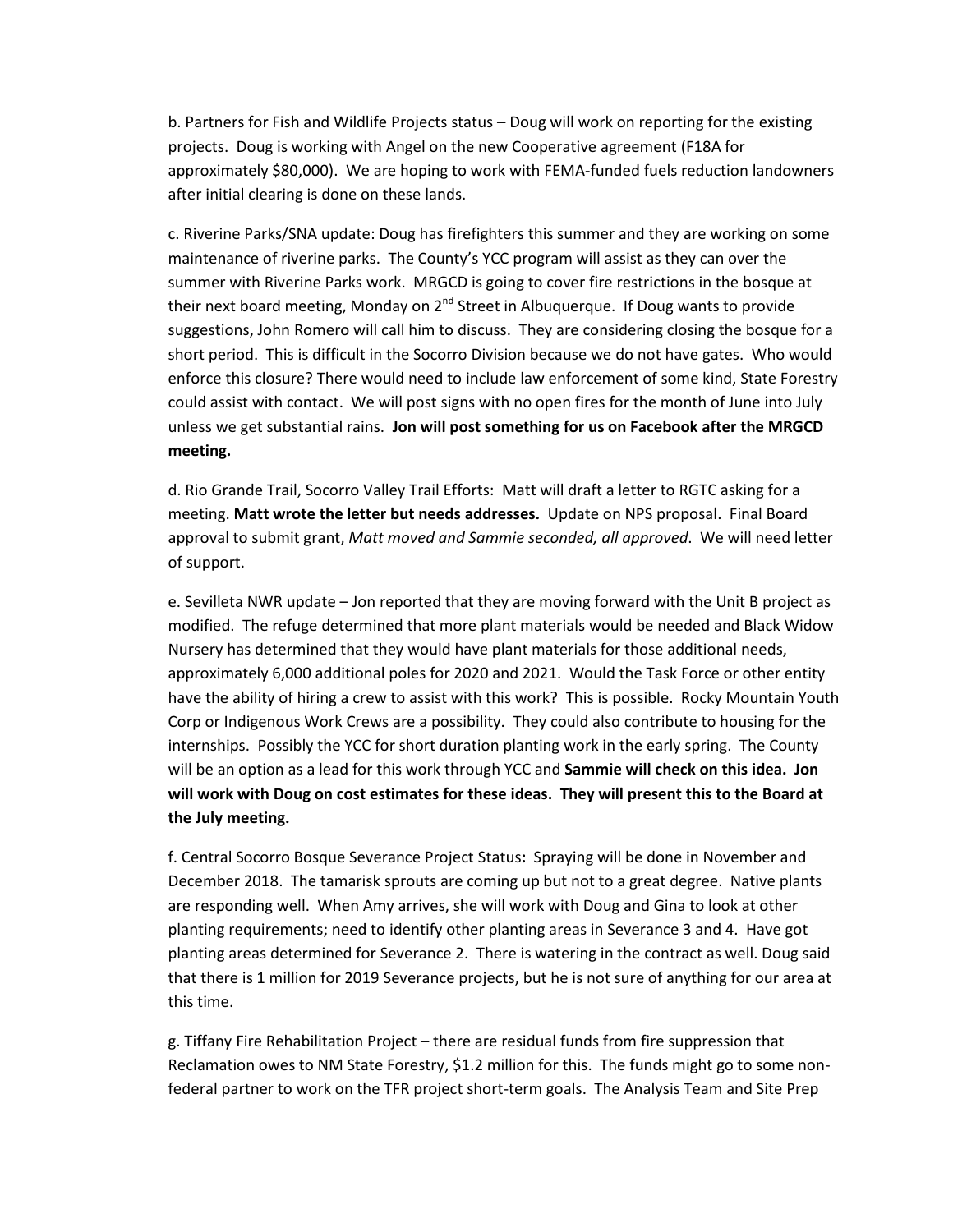b. Partners for Fish and Wildlife Projects status – Doug will work on reporting for the existing projects. Doug is working with Angel on the new Cooperative agreement (F18A for approximately $80,000). We are hoping to work with FEMA-funded fuels reduction landowners after initial clearing is done on these lands.

c. Riverine Parks/SNA update: Doug has firefighters this summer and they are working on some maintenance of riverine parks. The County's YCC program will assist as they can over the summer with Riverine Parks work. MRGCD is going to cover fire restrictions in the bosque at their next board meeting, Monday on 2nd Street in Albuquerque. If Doug wants to provide suggestions, John Romero will call him to discuss. They are considering closing the bosque for a short period. This is difficult in the Socorro Division because we do not have gates. Who would enforce this closure? There would need to include law enforcement of some kind, State Forestry could assist with contact. We will post signs with no open fires for the month of June into July unless we get substantial rains. **Jon will post something for us on Facebook after the MRGCD meeting.**

d. Rio Grande Trail, Socorro Valley Trail Efforts: Matt will draft a letter to RGTC asking for a meeting. **Matt wrote the letter but needs addresses.** Update on NPS proposal. Final Board approval to submit grant, *Matt moved and Sammie seconded, all approved*. We will need letter of support.

e. Sevilleta NWR update – Jon reported that they are moving forward with the Unit B project as modified. The refuge determined that more plant materials would be needed and Black Widow Nursery has determined that they would have plant materials for those additional needs, approximately 6,000 additional poles for 2020 and 2021. Would the Task Force or other entity have the ability of hiring a crew to assist with this work? This is possible. Rocky Mountain Youth Corp or Indigenous Work Crews are a possibility. They could also contribute to housing for the internships. Possibly the YCC for short duration planting work in the early spring. The County will be an option as a lead for this work through YCC and **Sammie will check on this idea. Jon will work with Doug on cost estimates for these ideas. They will present this to the Board at the July meeting.**

f. Central Socorro Bosque Severance Project Status**:** Spraying will be done in November and December 2018. The tamarisk sprouts are coming up but not to a great degree. Native plants are responding well. When Amy arrives, she will work with Doug and Gina to look at other planting requirements; need to identify other planting areas in Severance 3 and 4. Have got planting areas determined for Severance 2. There is watering in the contract as well. Doug said that there is 1 million for 2019 Severance projects, but he is not sure of anything for our area at this time.

g. Tiffany Fire Rehabilitation Project – there are residual funds from fire suppression that Reclamation owes to NM State Forestry, $1.2 million for this. The funds might go to some non-federal partner to work on the TFR project short-term goals. The Analysis Team and Site Prep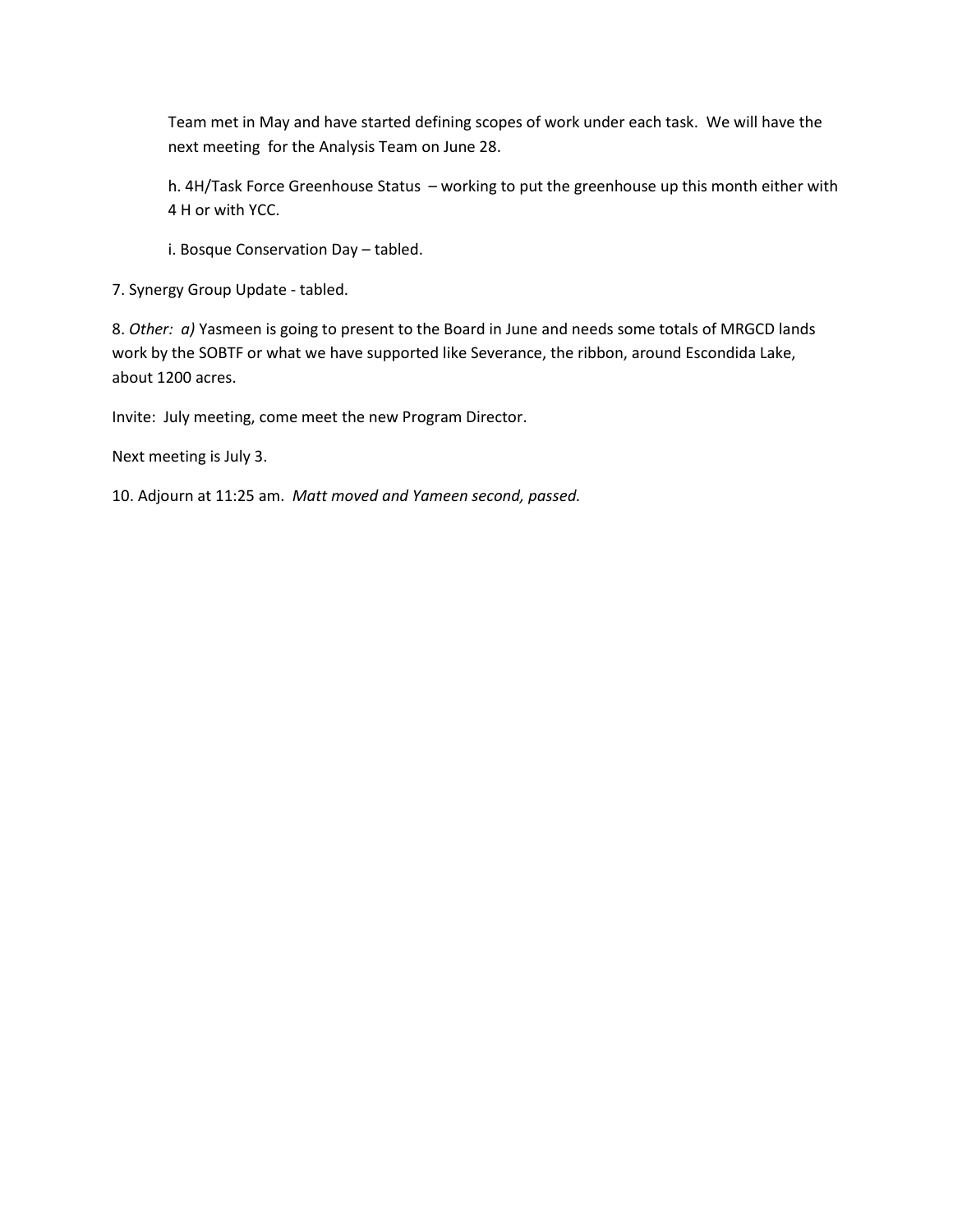Team met in May and have started defining scopes of work under each task. We will have the next meeting for the Analysis Team on June 28.

h. 4H/Task Force Greenhouse Status – working to put the greenhouse up this month either with 4 H or with YCC.

i. Bosque Conservation Day – tabled.

7. Synergy Group Update - tabled.

8. *Other: a)* Yasmeen is going to present to the Board in June and needs some totals of MRGCD lands work by the SOBTF or what we have supported like Severance, the ribbon, around Escondida Lake, about 1200 acres.

Invite: July meeting, come meet the new Program Director.

Next meeting is July 3.

10. Adjourn at 11:25 am. *Matt moved and Yameen second, passed.*